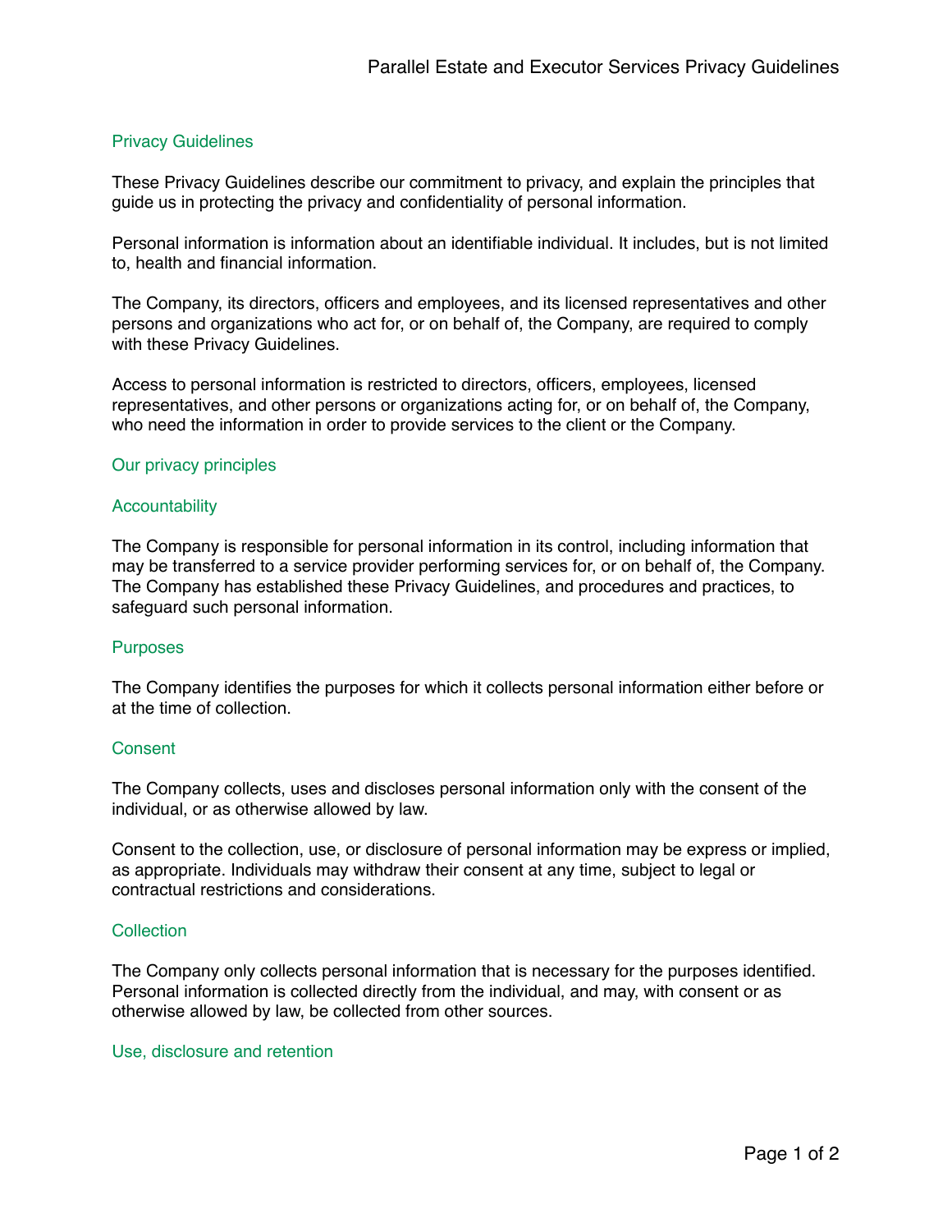# Privacy Guidelines

These Privacy Guidelines describe our commitment to privacy, and explain the principles that guide us in protecting the privacy and confidentiality of personal information.

Personal information is information about an identifiable individual. It includes, but is not limited to, health and financial information.

The Company, its directors, officers and employees, and its licensed representatives and other persons and organizations who act for, or on behalf of, the Company, are required to comply with these Privacy Guidelines.

Access to personal information is restricted to directors, officers, employees, licensed representatives, and other persons or organizations acting for, or on behalf of, the Company, who need the information in order to provide services to the client or the Company.

## Our privacy principles

### Accountability

The Company is responsible for personal information in its control, including information that may be transferred to a service provider performing services for, or on behalf of, the Company. The Company has established these Privacy Guidelines, and procedures and practices, to safeguard such personal information.

### Purposes

The Company identifies the purposes for which it collects personal information either before or at the time of collection.

### Consent

The Company collects, uses and discloses personal information only with the consent of the individual, or as otherwise allowed by law.

Consent to the collection, use, or disclosure of personal information may be express or implied, as appropriate. Individuals may withdraw their consent at any time, subject to legal or contractual restrictions and considerations.

### Collection

The Company only collects personal information that is necessary for the purposes identified. Personal information is collected directly from the individual, and may, with consent or as otherwise allowed by law, be collected from other sources.

### Use, disclosure and retention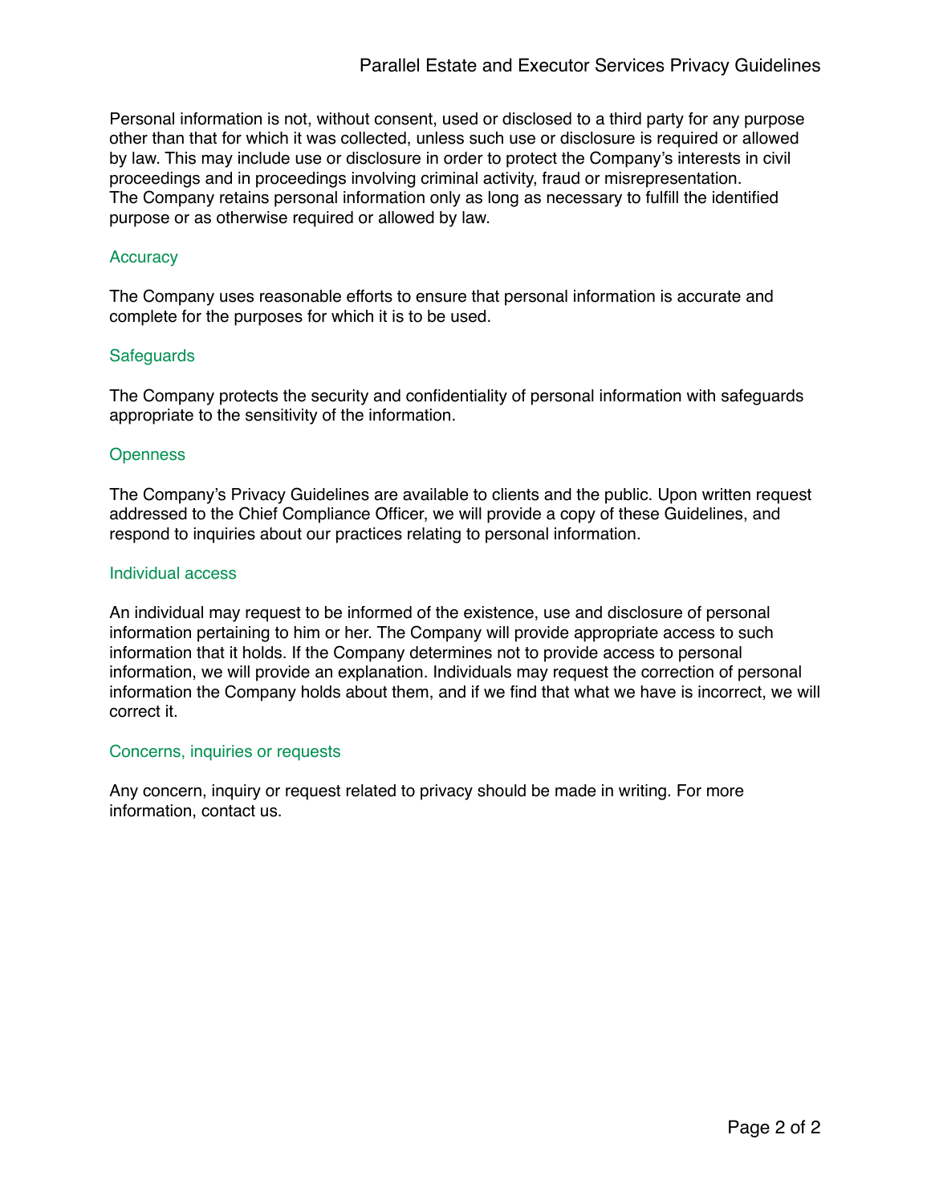Personal information is not, without consent, used or disclosed to a third party for any purpose other than that for which it was collected, unless such use or disclosure is required or allowed by law. This may include use or disclosure in order to protect the Company's interests in civil proceedings and in proceedings involving criminal activity, fraud or misrepresentation.
The Company retains personal information only as long as necessary to fulfill the identified purpose or as otherwise required or allowed by law.

## Accuracy

The Company uses reasonable efforts to ensure that personal information is accurate and complete for the purposes for which it is to be used.

## Safeguards

The Company protects the security and confidentiality of personal information with safeguards appropriate to the sensitivity of the information.

## Openness

The Company's Privacy Guidelines are available to clients and the public. Upon written request addressed to the Chief Compliance Officer, we will provide a copy of these Guidelines, and respond to inquiries about our practices relating to personal information.

## Individual access

An individual may request to be informed of the existence, use and disclosure of personal information pertaining to him or her. The Company will provide appropriate access to such information that it holds. If the Company determines not to provide access to personal information, we will provide an explanation. Individuals may request the correction of personal information the Company holds about them, and if we find that what we have is incorrect, we will correct it.

## Concerns, inquiries or requests

Any concern, inquiry or request related to privacy should be made in writing. For more information, contact us.